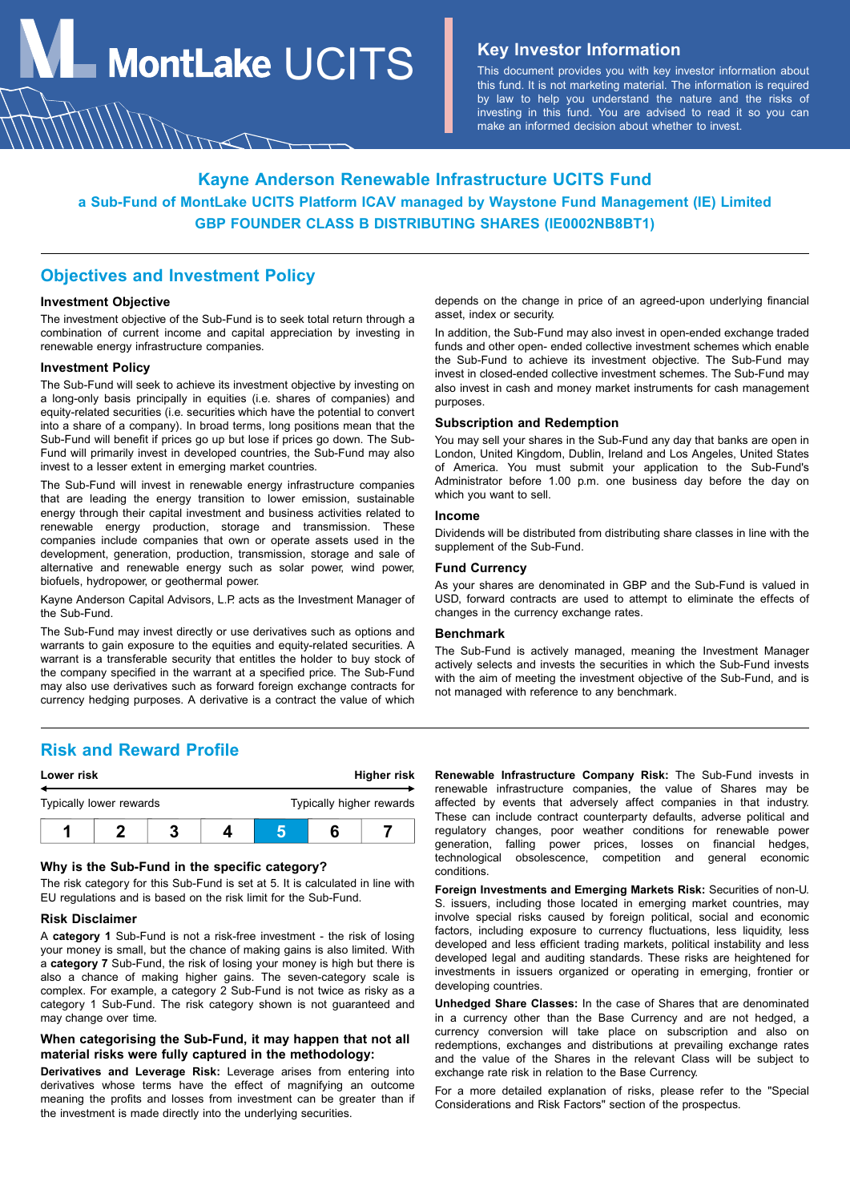# MontLake UCITS

## Key Investor Information

This document provides you with key investor information about this fund. It is not marketing material. The information is required by law to help you understand the nature and the risks of investing in this fund. You are advised to read it so you can make an informed decision about whether to invest.

## Kayne Anderson Renewable Infrastructure UCITS Fund

**a Sub-Fund of MontLake UCITS Platform ICAV managed by Waystone Fund Management (IE) Limited**

**GBP FOUNDER CLASS B DISTRIBUTING SHARES (IE0002NB8BT1)**

## Objectives and Investment Policy

### Investment Objective

The investment objective of the Sub-Fund is to seek total return through a combination of current income and capital appreciation by investing in renewable energy infrastructure companies.

### Investment Policy

The Sub-Fund will seek to achieve its investment objective by investing on a long-only basis principally in equities (i.e. shares of companies) and equity-related securities (i.e. securities which have the potential to convert into a share of a company). In broad terms, long positions mean that the Sub-Fund will benefit if prices go up but lose if prices go down. The Sub-Fund will primarily invest in developed countries, the Sub-Fund may also invest to a lesser extent in emerging market countries.

The Sub-Fund will invest in renewable energy infrastructure companies that are leading the energy transition to lower emission, sustainable energy through their capital investment and business activities related to renewable energy production, storage and transmission. These companies include companies that own or operate assets used in the development, generation, production, transmission, storage and sale of alternative and renewable energy such as solar power, wind power, biofuels, hydropower, or geothermal power.

Kayne Anderson Capital Advisors, L.P. acts as the Investment Manager of the Sub-Fund.

The Sub-Fund may invest directly or use derivatives such as options and warrants to gain exposure to the equities and equity-related securities. A warrant is a transferable security that entitles the holder to buy stock of the company specified in the warrant at a specified price. The Sub-Fund may also use derivatives such as forward foreign exchange contracts for currency hedging purposes. A derivative is a contract the value of which depends on the change in price of an agreed-upon underlying financial asset, index or security.

In addition, the Sub-Fund may also invest in open-ended exchange traded funds and other open- ended collective investment schemes which enable the Sub-Fund to achieve its investment objective. The Sub-Fund may invest in closed-ended collective investment schemes. The Sub-Fund may also invest in cash and money market instruments for cash management purposes.

### Subscription and Redemption

You may sell your shares in the Sub-Fund any day that banks are open in London, United Kingdom, Dublin, Ireland and Los Angeles, United States of America. You must submit your application to the Sub-Fund's Administrator before 1.00 p.m. one business day before the day on which you want to sell.

### Income

Dividends will be distributed from distributing share classes in line with the supplement of the Sub-Fund.

### Fund Currency

As your shares are denominated in GBP and the Sub-Fund is valued in USD, forward contracts are used to attempt to eliminate the effects of changes in the currency exchange rates.

### Benchmark

The Sub-Fund is actively managed, meaning the Investment Manager actively selects and invests the securities in which the Sub-Fund invests with the aim of meeting the investment objective of the Sub-Fund, and is not managed with reference to any benchmark.

## Risk and Reward Profile

| Lower risk | | | | | | Higher risk |
|---|---|---|---|---|---|---|
| Typically lower rewards | | | | | | Typically higher rewards |
| 1 | 2 | 3 | 4 | **5** | 6 | 7 |

### Why is the Sub-Fund in the specific category?

The risk category for this Sub-Fund is set at 5. It is calculated in line with EU regulations and is based on the risk limit for the Sub-Fund.

### Risk Disclaimer

A **category 1** Sub-Fund is not a risk-free investment - the risk of losing your money is small, but the chance of making gains is also limited. With a **category 7** Sub-Fund, the risk of losing your money is high but there is also a chance of making higher gains. The seven-category scale is complex. For example, a category 2 Sub-Fund is not twice as risky as a category 1 Sub-Fund. The risk category shown is not guaranteed and may change over time.

### When categorising the Sub-Fund, it may happen that not all material risks were fully captured in the methodology:

**Derivatives and Leverage Risk:** Leverage arises from entering into derivatives whose terms have the effect of magnifying an outcome meaning the profits and losses from investment can be greater than if the investment is made directly into the underlying securities.

**Renewable Infrastructure Company Risk:** The Sub-Fund invests in renewable infrastructure companies, the value of Shares may be affected by events that adversely affect companies in that industry. These can include contract counterparty defaults, adverse political and regulatory changes, poor weather conditions for renewable power generation, falling power prices, losses on financial hedges, technological obsolescence, competition and general economic conditions.

**Foreign Investments and Emerging Markets Risk:** Securities of non-U. S. issuers, including those located in emerging market countries, may involve special risks caused by foreign political, social and economic factors, including exposure to currency fluctuations, less liquidity, less developed and less efficient trading markets, political instability and less developed legal and auditing standards. These risks are heightened for investments in issuers organized or operating in emerging, frontier or developing countries.

**Unhedged Share Classes:** In the case of Shares that are denominated in a currency other than the Base Currency and are not hedged, a currency conversion will take place on subscription and also on redemptions, exchanges and distributions at prevailing exchange rates and the value of the Shares in the relevant Class will be subject to exchange rate risk in relation to the Base Currency.

For a more detailed explanation of risks, please refer to the "Special Considerations and Risk Factors" section of the prospectus.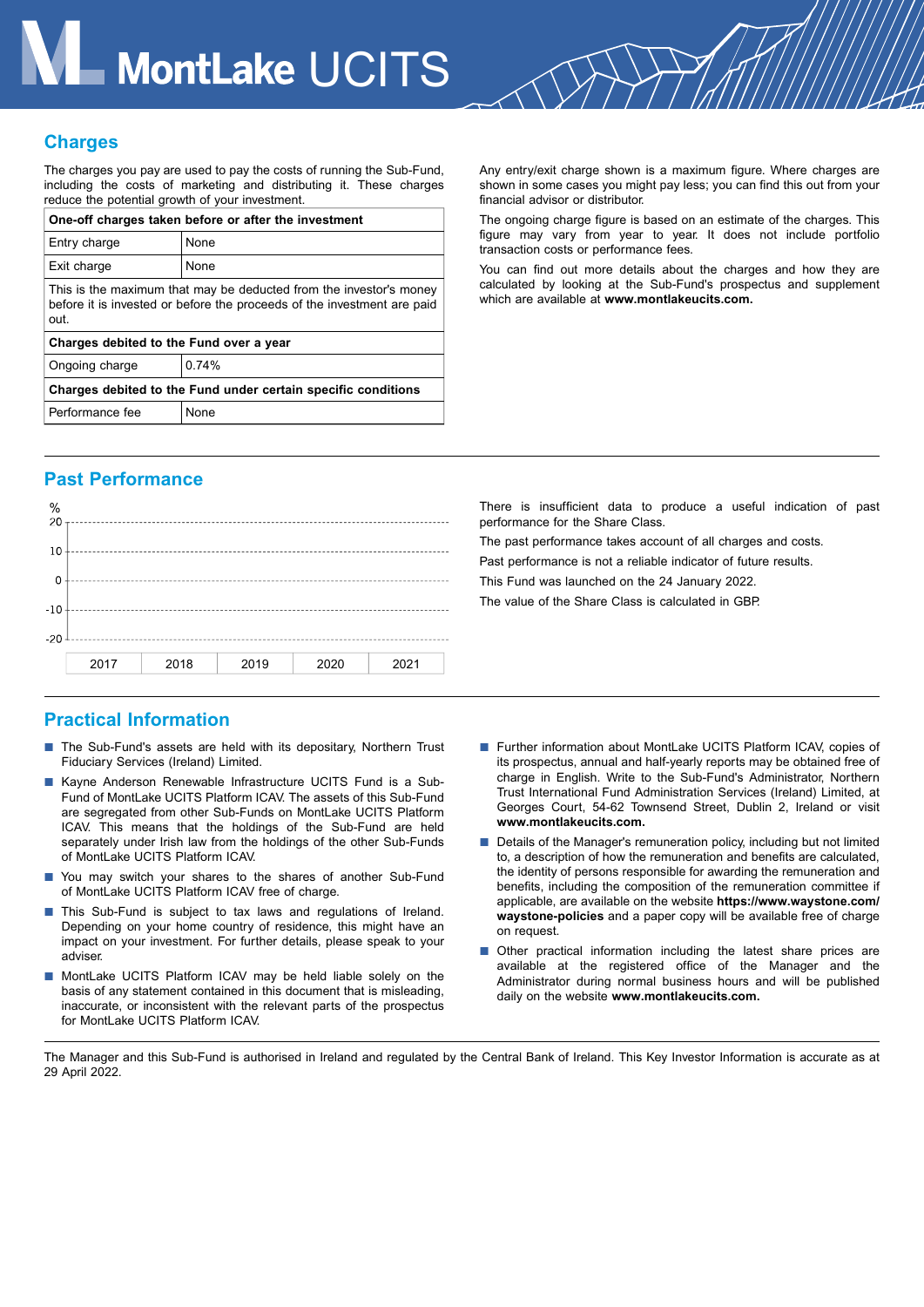## Charges

The charges you pay are used to pay the costs of running the Sub-Fund, including the costs of marketing and distributing it. These charges reduce the potential growth of your investment.

| One-off charges taken before or after the investment | |
|---|---|
| Entry charge | None |
| Exit charge | None |
| This is the maximum that may be deducted from the investor's money before it is invested or before the proceeds of the investment are paid out. | |
| **Charges debited to the Fund over a year** | |
| Ongoing charge | 0.74% |
| **Charges debited to the Fund under certain specific conditions** | |
| Performance fee | None |

Any entry/exit charge shown is a maximum figure. Where charges are shown in some cases you might pay less; you can find this out from your financial advisor or distributor.

The ongoing charge figure is based on an estimate of the charges. This figure may vary from year to year. It does not include portfolio transaction costs or performance fees.

You can find out more details about the charges and how they are calculated by looking at the Sub-Fund's prospectus and supplement which are available at **www.montlakeucits.com.**

## Past Performance

%
20
10
0
-10
-20
2017
2018
2019
2020
2021

There is insufficient data to produce a useful indication of past performance for the Share Class.

The past performance takes account of all charges and costs.

Past performance is not a reliable indicator of future results.

This Fund was launched on the 24 January 2022.

The value of the Share Class is calculated in GBP.

## Practical Information

- The Sub-Fund's assets are held with its depositary, Northern Trust Fiduciary Services (Ireland) Limited.
- Kayne Anderson Renewable Infrastructure UCITS Fund is a Sub-Fund of MontLake UCITS Platform ICAV. The assets of this Sub-Fund are segregated from other Sub-Funds on MontLake UCITS Platform ICAV. This means that the holdings of the Sub-Fund are held separately under Irish law from the holdings of the other Sub-Funds of MontLake UCITS Platform ICAV.
- You may switch your shares to the shares of another Sub-Fund of MontLake UCITS Platform ICAV free of charge.
- This Sub-Fund is subject to tax laws and regulations of Ireland. Depending on your home country of residence, this might have an impact on your investment. For further details, please speak to your adviser.
- MontLake UCITS Platform ICAV may be held liable solely on the basis of any statement contained in this document that is misleading, inaccurate, or inconsistent with the relevant parts of the prospectus for MontLake UCITS Platform ICAV.
- Further information about MontLake UCITS Platform ICAV, copies of its prospectus, annual and half-yearly reports may be obtained free of charge in English. Write to the Sub-Fund's Administrator, Northern Trust International Fund Administration Services (Ireland) Limited, at Georges Court, 54-62 Townsend Street, Dublin 2, Ireland or visit **www.montlakeucits.com.**
- Details of the Manager's remuneration policy, including but not limited to, a description of how the remuneration and benefits are calculated, the identity of persons responsible for awarding the remuneration and benefits, including the composition of the remuneration committee if applicable, are available on the website **https://www.waystone.com/waystone-policies** and a paper copy will be available free of charge on request.
- Other practical information including the latest share prices are available at the registered office of the Manager and the Administrator during normal business hours and will be published daily on the website **www.montlakeucits.com.**

The Manager and this Sub-Fund is authorised in Ireland and regulated by the Central Bank of Ireland. This Key Investor Information is accurate as at 29 April 2022.